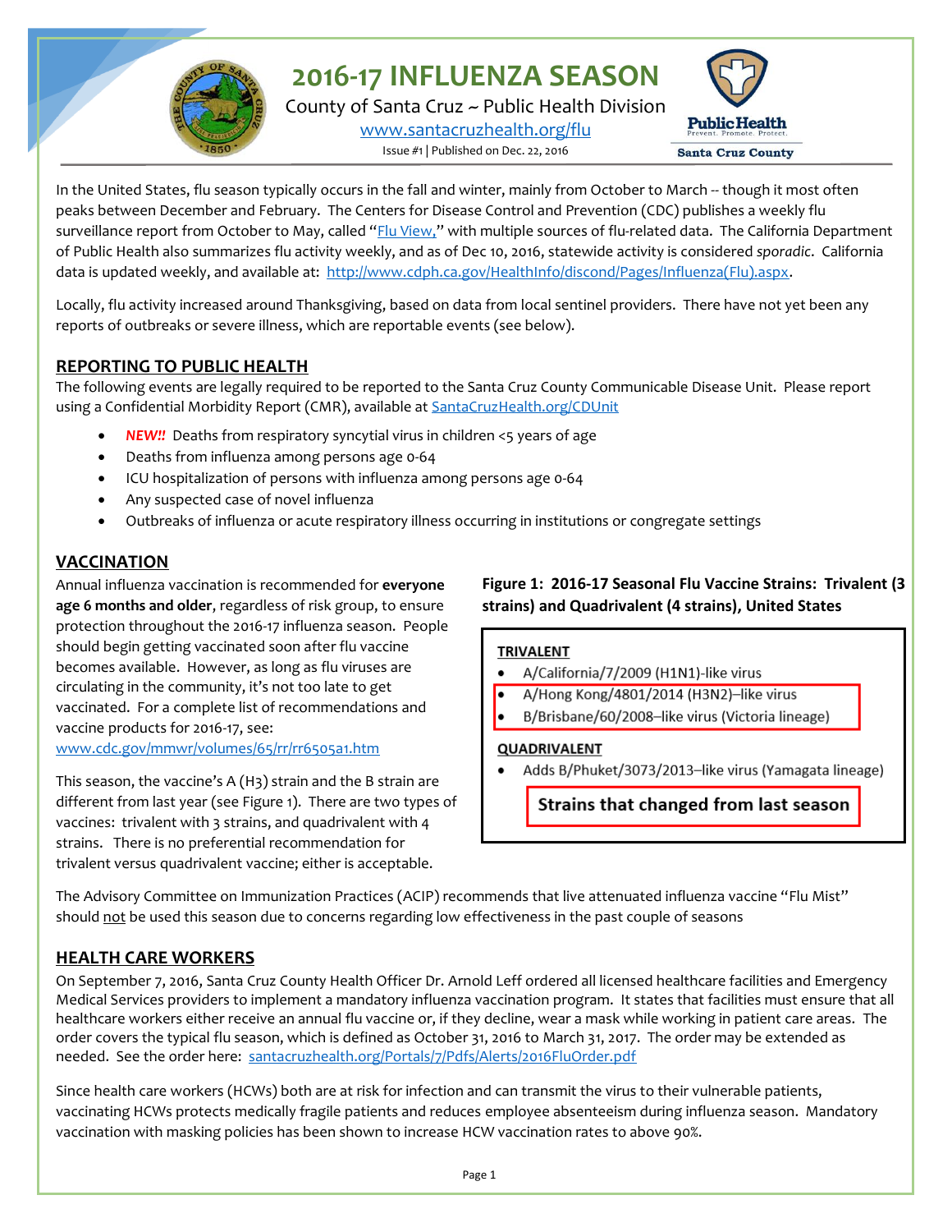# 2016-17 INFLUENZA SEASON

County of Santa Cruz ~ Public Health Division

[www.santacruzhealth.org/flu](www.santacruzhealth.org/flu)

Issue #1 | Published on Dec. 22, 2016

In the United States, flu season typically occurs in the fall and winter, mainly from October to March -- though it most often peaks between December and February. The Centers for Disease Control and Prevention (CDC) publishes a weekly flu surveillance report from October to May, called "Flu View," with multiple sources of flu-related data. The California Department of Public Health also summarizes flu activity weekly, and as of Dec 10, 2016, statewide activity is considered *sporadic*. California data is updated weekly, and available at: http://www.cdph.ca.gov/HealthInfo/discond/Pages/Influenza(Flu).aspx.

Locally, flu activity increased around Thanksgiving, based on data from local sentinel providers. There have not yet been any reports of outbreaks or severe illness, which are reportable events (see below).

## REPORTING TO PUBLIC HEALTH

The following events are legally required to be reported to the Santa Cruz County Communicable Disease Unit. Please report using a Confidential Morbidity Report (CMR), available at SantaCruzHealth.org/CDUnit

- ***NEW!!*** Deaths from respiratory syncytial virus in children <5 years of age
- Deaths from influenza among persons age 0-64
- ICU hospitalization of persons with influenza among persons age 0-64
- Any suspected case of novel influenza
- Outbreaks of influenza or acute respiratory illness occurring in institutions or congregate settings

## VACCINATION

Annual influenza vaccination is recommended for **everyone age 6 months and older**, regardless of risk group, to ensure protection throughout the 2016-17 influenza season. People should begin getting vaccinated soon after flu vaccine becomes available. However, as long as flu viruses are circulating in the community, it's not too late to get vaccinated. For a complete list of recommendations and vaccine products for 2016-17, see: www.cdc.gov/mmwr/volumes/65/rr/rr6505a1.htm

This season, the vaccine's A (H3) strain and the B strain are different from last year (see Figure 1). There are two types of vaccines: trivalent with 3 strains, and quadrivalent with 4 strains. There is no preferential recommendation for trivalent versus quadrivalent vaccine; either is acceptable.

**Figure 1: 2016-17 Seasonal Flu Vaccine Strains: Trivalent (3 strains) and Quadrivalent (4 strains), United States**

**TRIVALENT**

- A/California/7/2009 (H1N1)-like virus
- A/Hong Kong/4801/2014 (H3N2)–like virus
- B/Brisbane/60/2008–like virus (Victoria lineage)

**QUADRIVALENT**

- Adds B/Phuket/3073/2013–like virus (Yamagata lineage)

**Strains that changed from last season**

The Advisory Committee on Immunization Practices (ACIP) recommends that live attenuated influenza vaccine "Flu Mist" should not be used this season due to concerns regarding low effectiveness in the past couple of seasons

## HEALTH CARE WORKERS

On September 7, 2016, Santa Cruz County Health Officer Dr. Arnold Leff ordered all licensed healthcare facilities and Emergency Medical Services providers to implement a mandatory influenza vaccination program. It states that facilities must ensure that all healthcare workers either receive an annual flu vaccine or, if they decline, wear a mask while working in patient care areas. The order covers the typical flu season, which is defined as October 31, 2016 to March 31, 2017. The order may be extended as needed. See the order here: santacruzhealth.org/Portals/7/Pdfs/Alerts/2016FluOrder.pdf

Since health care workers (HCWs) both are at risk for infection and can transmit the virus to their vulnerable patients, vaccinating HCWs protects medically fragile patients and reduces employee absenteeism during influenza season. Mandatory vaccination with masking policies has been shown to increase HCW vaccination rates to above 90%.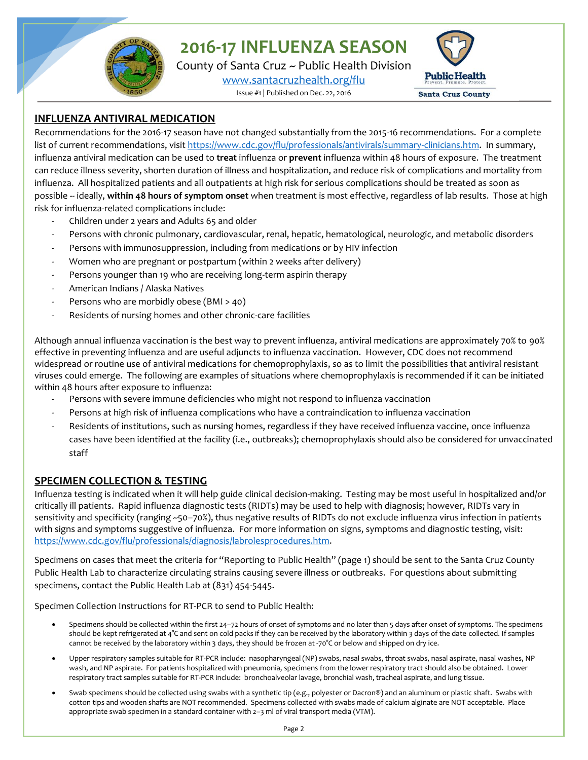# 2016-17 INFLUENZA SEASON

County of Santa Cruz ~ Public Health Division

[www.santacruzhealth.org/flu](www.santacruzhealth.org/flu)

Issue #1 | Published on Dec. 22, 2016

## INFLUENZA ANTIVIRAL MEDICATION

Recommendations for the 2016-17 season have not changed substantially from the 2015-16 recommendations. For a complete list of current recommendations, visit [https://www.cdc.gov/flu/professionals/antivirals/summary-clinicians.htm](https://www.cdc.gov/flu/professionals/antivirals/summary-clinicians.htm). In summary, influenza antiviral medication can be used to **treat** influenza or **prevent** influenza within 48 hours of exposure. The treatment can reduce illness severity, shorten duration of illness and hospitalization, and reduce risk of complications and mortality from influenza. All hospitalized patients and all outpatients at high risk for serious complications should be treated as soon as possible -- ideally, **within 48 hours of symptom onset** when treatment is most effective, regardless of lab results. Those at high risk for influenza-related complications include:

- Children under 2 years and Adults 65 and older
- Persons with chronic pulmonary, cardiovascular, renal, hepatic, hematological, neurologic, and metabolic disorders
- Persons with immunosuppression, including from medications or by HIV infection
- Women who are pregnant or postpartum (within 2 weeks after delivery)
- Persons younger than 19 who are receiving long-term aspirin therapy
- American Indians / Alaska Natives
- Persons who are morbidly obese (BMI > 40)
- Residents of nursing homes and other chronic-care facilities

Although annual influenza vaccination is the best way to prevent influenza, antiviral medications are approximately 70% to 90% effective in preventing influenza and are useful adjuncts to influenza vaccination. However, CDC does not recommend widespread or routine use of antiviral medications for chemoprophylaxis, so as to limit the possibilities that antiviral resistant viruses could emerge. The following are examples of situations where chemoprophylaxis is recommended if it can be initiated within 48 hours after exposure to influenza:

- Persons with severe immune deficiencies who might not respond to influenza vaccination
- Persons at high risk of influenza complications who have a contraindication to influenza vaccination
- Residents of institutions, such as nursing homes, regardless if they have received influenza vaccine, once influenza cases have been identified at the facility (i.e., outbreaks); chemoprophylaxis should also be considered for unvaccinated staff

## SPECIMEN COLLECTION & TESTING

Influenza testing is indicated when it will help guide clinical decision-making. Testing may be most useful in hospitalized and/or critically ill patients. Rapid influenza diagnostic tests (RIDTs) may be used to help with diagnosis; however, RIDTs vary in sensitivity and specificity (ranging ~50–70%), thus negative results of RIDTs do not exclude influenza virus infection in patients with signs and symptoms suggestive of influenza. For more information on signs, symptoms and diagnostic testing, visit: [https://www.cdc.gov/flu/professionals/diagnosis/labrolesprocedures.htm](https://www.cdc.gov/flu/professionals/diagnosis/labrolesprocedures.htm).

Specimens on cases that meet the criteria for "Reporting to Public Health" (page 1) should be sent to the Santa Cruz County Public Health Lab to characterize circulating strains causing severe illness or outbreaks. For questions about submitting specimens, contact the Public Health Lab at (831) 454-5445.

Specimen Collection Instructions for RT-PCR to send to Public Health:

- Specimens should be collected within the first 24–72 hours of onset of symptoms and no later than 5 days after onset of symptoms. The specimens should be kept refrigerated at 4°C and sent on cold packs if they can be received by the laboratory within 3 days of the date collected. If samples cannot be received by the laboratory within 3 days, they should be frozen at -70°C or below and shipped on dry ice.
- Upper respiratory samples suitable for RT-PCR include: nasopharyngeal (NP) swabs, nasal swabs, throat swabs, nasal aspirate, nasal washes, NP wash, and NP aspirate. For patients hospitalized with pneumonia, specimens from the lower respiratory tract should also be obtained. Lower respiratory tract samples suitable for RT-PCR include: bronchoalveolar lavage, bronchial wash, tracheal aspirate, and lung tissue.
- Swab specimens should be collected using swabs with a synthetic tip (e.g., polyester or Dacron®) and an aluminum or plastic shaft. Swabs with cotton tips and wooden shafts are NOT recommended. Specimens collected with swabs made of calcium alginate are NOT acceptable. Place appropriate swab specimen in a standard container with 2–3 ml of viral transport media (VTM).